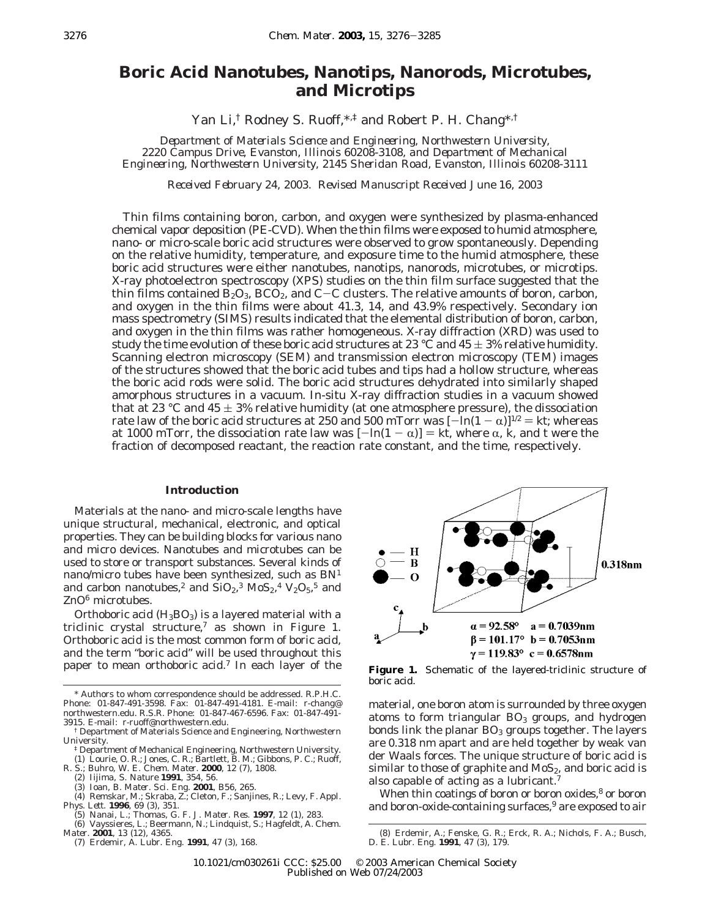# Boric Acid Nanotubes, Nanotips, Nanorods, Microtubes, and Microtips

Yan Li,[†] Rodney S. Ruoff,[*,‡] and Robert P. H. Chang[*,†]

*Department of Materials Science and Engineering, Northwestern University, 2220 Campus Drive, Evanston, Illinois 60208-3108, and Department of Mechanical Engineering, Northwestern University, 2145 Sheridan Road, Evanston, Illinois 60208-3111*

*Received February 24, 2003. Revised Manuscript Received June 16, 2003*

Thin films containing boron, carbon, and oxygen were synthesized by plasma-enhanced chemical vapor deposition (PE-CVD). When the thin films were exposed to humid atmosphere, nano- or micro-scale boric acid structures were observed to grow spontaneously. Depending on the relative humidity, temperature, and exposure time to the humid atmosphere, these boric acid structures were either nanotubes, nanotips, nanorods, microtubes, or microtips. X-ray photoelectron spectroscopy (XPS) studies on the thin film surface suggested that the thin films contained $B_2O_3$, $BCO_2$, and C−C clusters. The relative amounts of boron, carbon, and oxygen in the thin films were about 41.3, 14, and 43.9% respectively. Secondary ion mass spectrometry (SIMS) results indicated that the elemental distribution of boron, carbon, and oxygen in the thin films was rather homogeneous. X-ray diffraction (XRD) was used to study the time evolution of these boric acid structures at 23 °C and 45 ± 3% relative humidity. Scanning electron microscopy (SEM) and transmission electron microscopy (TEM) images of the structures showed that the boric acid tubes and tips had a hollow structure, whereas the boric acid rods were solid. The boric acid structures dehydrated into similarly shaped amorphous structures in a vacuum. In-situ X-ray diffraction studies in a vacuum showed that at 23 °C and 45 ± 3% relative humidity (at one atmosphere pressure), the dissociation rate law of the boric acid structures at 250 and 500 mTorr was $[-\ln(1-\alpha)]^{1/2} = kt$; whereas at 1000 mTorr, the dissociation rate law was $[-\ln(1-\alpha)] = kt$, where $\alpha$, $k$, and $t$ were the fraction of decomposed reactant, the reaction rate constant, and the time, respectively.

## Introduction

Materials at the nano- and micro-scale lengths have unique structural, mechanical, electronic, and optical properties. They can be building blocks for various nano and micro devices. Nanotubes and microtubes can be used to store or transport substances. Several kinds of nano/micro tubes have been synthesized, such as BN[1] and carbon nanotubes,[2] and $SiO_2$,[3] $MoS_2$,[4] $V_2O_5$,[5] and ZnO[6] microtubes.

Orthoboric acid ($H_3BO_3$) is a layered material with a triclinic crystal structure,[7] as shown in Figure 1. Orthoboric acid is the most common form of boric acid, and the term "boric acid" will be used throughout this paper to mean orthoboric acid.[7] In each layer of the material, one boron atom is surrounded by three oxygen atoms to form triangular $BO_3$ groups, and hydrogen bonds link the planar $BO_3$ groups together. The layers are 0.318 nm apart and are held together by weak van der Waals forces. The unique structure of boric acid is similar to those of graphite and $MoS_2$, and boric acid is also capable of acting as a lubricant.[7]

When thin coatings of boron or boron oxides,[8] or boron and boron-oxide-containing surfaces,[9] are exposed to air

**Figure 1.** Schematic of the layered-triclinic structure of boric acid.

\* Authors to whom correspondence should be addressed. R.P.H.C. Phone: 01-847-491-3598. Fax: 01-847-491-4181. E-mail: r-chang@northwestern.edu. R.S.R. Phone: 01-847-467-6596. Fax: 01-847-491-3915. E-mail: r-ruoff@northwestern.edu.

† Department of Materials Science and Engineering, Northwestern University.

‡ Department of Mechanical Engineering, Northwestern University.

(1) Lourie, O. R.; Jones, C. R.; Bartlett, B. M.; Gibbons, P. C.; Ruoff, R. S.; Buhro, W. E. *Chem. Mater.* **2000**, 12 (7), 1808.
(2) Iijima, S. *Nature* **1991**, 354, 56.
(3) Ioan, B. *Mater. Sci. Eng.* **2001**, B56, 265.
(4) Remskar, M.; Skraba, Z.; Cleton, F.; Sanjines, R.; Levy, F. *Appl. Phys. Lett.* **1996**, 69 (3), 351.
(5) Nanai, L.; Thomas, G. F. *J. Mater. Res.* **1997**, 12 (1), 283.
(6) Vayssieres, L.; Beermann, N.; Lindquist, S.; Hagfeldt, A. *Chem. Mater.* **2001**, 13 (12), 4365.
(7) Erdemir, A. *Lubr. Eng.* **1991**, 47 (3), 168.
(8) Erdemir, A.; Fenske, G. R.; Erck, R. A.; Nichols, F. A.; Busch, D. E. *Lubr. Eng.* **1991**, 47 (3), 179.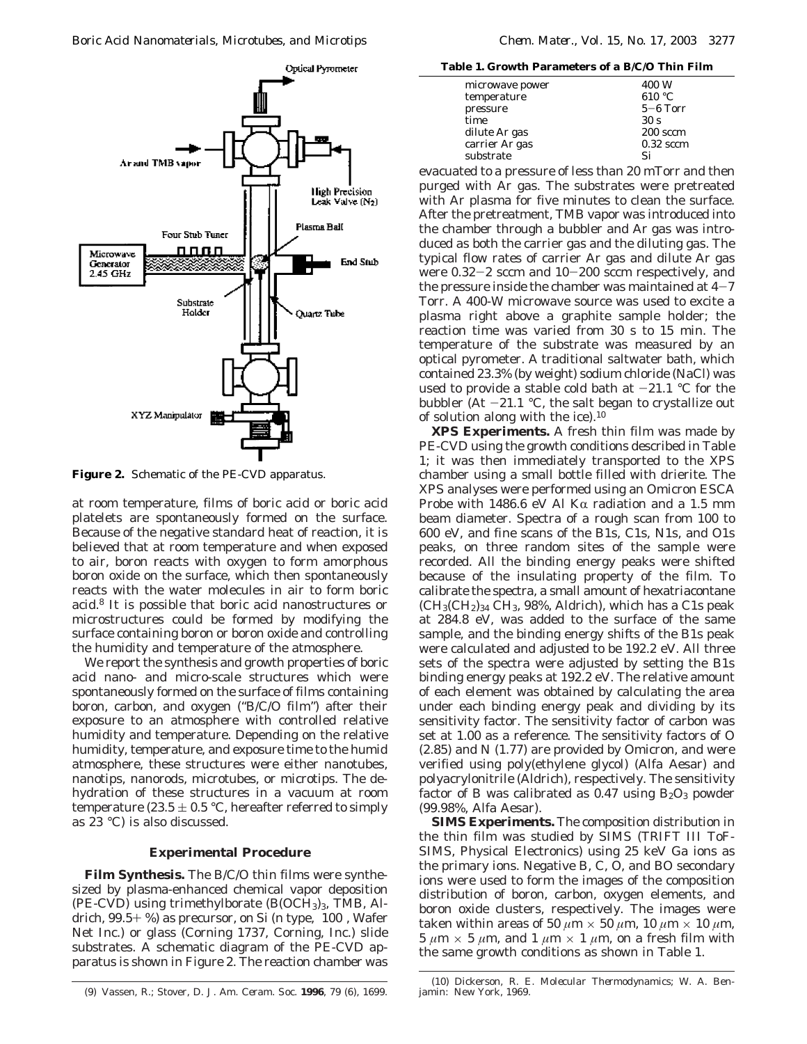**Figure 2.** Schematic of the PE-CVD apparatus.

at room temperature, films of boric acid or boric acid platelets are spontaneously formed on the surface. Because of the negative standard heat of reaction, it is believed that at room temperature and when exposed to air, boron reacts with oxygen to form amorphous boron oxide on the surface, which then spontaneously reacts with the water molecules in air to form boric acid.[8] It is possible that boric acid nanostructures or microstructures could be formed by modifying the surface containing boron or boron oxide and controlling the humidity and temperature of the atmosphere.

We report the synthesis and growth properties of boric acid nano- and micro-scale structures which were spontaneously formed on the surface of films containing boron, carbon, and oxygen ("B/C/O film") after their exposure to an atmosphere with controlled relative humidity and temperature. Depending on the relative humidity, temperature, and exposure time to the humid atmosphere, these structures were either nanotubes, nanotips, nanorods, microtubes, or microtips. The dehydration of these structures in a vacuum at room temperature (23.5 ± 0.5 °C, hereafter referred to simply as 23 °C) is also discussed.

## Experimental Procedure

**Film Synthesis.** The B/C/O thin films were synthesized by plasma-enhanced chemical vapor deposition (PE-CVD) using trimethylborate ($B(OCH_3)_3$, TMB, Aldrich, 99.5+ %) as precursor, on Si (n type, 100 , Wafer Net Inc.) or glass (Corning 1737, Corning, Inc.) slide substrates. A schematic diagram of the PE-CVD apparatus is shown in Figure 2. The reaction chamber was evacuated to a pressure of less than 20 mTorr and then purged with Ar gas. The substrates were pretreated with Ar plasma for five minutes to clean the surface. After the pretreatment, TMB vapor was introduced into the chamber through a bubbler and Ar gas was introduced as both the carrier gas and the diluting gas. The typical flow rates of carrier Ar gas and dilute Ar gas were 0.32−2 sccm and 10−200 sccm respectively, and the pressure inside the chamber was maintained at 4−7 Torr. A 400-W microwave source was used to excite a plasma right above a graphite sample holder; the reaction time was varied from 30 s to 15 min. The temperature of the substrate was measured by an optical pyrometer. A traditional saltwater bath, which contained 23.3% (by weight) sodium chloride (NaCl) was used to provide a stable cold bath at −21.1 °C for the bubbler (At −21.1 °C, the salt began to crystallize out of solution along with the ice).[10]

**Table 1. Growth Parameters of a B/C/O Thin Film**

| | |
|---|---|
| microwave power | 400 W |
| temperature | 610 °C |
| pressure | 5−6 Torr |
| time | 30 s |
| dilute Ar gas | 200 sccm |
| carrier Ar gas | 0.32 sccm |
| substrate | Si |

**XPS Experiments.** A fresh thin film was made by PE-CVD using the growth conditions described in Table 1; it was then immediately transported to the XPS chamber using a small bottle filled with drierite. The XPS analyses were performed using an Omicron ESCA Probe with 1486.6 eV Al Kα radiation and a 1.5 mm beam diameter. Spectra of a rough scan from 100 to 600 eV, and fine scans of the B1s, C1s, N1s, and O1s peaks, on three random sites of the sample were recorded. All the binding energy peaks were shifted because of the insulating property of the film. To calibrate the spectra, a small amount of hexatriacontane ($CH_3(CH_2)_{34}CH_3$, 98%, Aldrich), which has a C1s peak at 284.8 eV, was added to the surface of the same sample, and the binding energy shifts of the B1s peak were calculated and adjusted to be 192.2 eV. All three sets of the spectra were adjusted by setting the B1s binding energy peaks at 192.2 eV. The relative amount of each element was obtained by calculating the area under each binding energy peak and dividing by its sensitivity factor. The sensitivity factor of carbon was set at 1.00 as a reference. The sensitivity factors of O (2.85) and N (1.77) are provided by Omicron, and were verified using poly(ethylene glycol) (Alfa Aesar) and polyacrylonitrile (Aldrich), respectively. The sensitivity factor of B was calibrated as 0.47 using $B_2O_3$ powder (99.98%, Alfa Aesar).

**SIMS Experiments.** The composition distribution in the thin film was studied by SIMS (TRIFT III ToF-SIMS, Physical Electronics) using 25 keV Ga ions as the primary ions. Negative B, C, O, and BO secondary ions were used to form the images of the composition distribution of boron, carbon, oxygen elements, and boron oxide clusters, respectively. The images were taken within areas of 50 μm × 50 μm, 10 μm × 10 μm, 5 μm × 5 μm, and 1 μm × 1 μm, on a fresh film with the same growth conditions as shown in Table 1.

(9) Vassen, R.; Stover, D. *J. Am. Ceram. Soc.* **1996**, 79 (6), 1699.

(10) Dickerson, R. E. *Molecular Thermodynamics*; W. A. Benjamin: New York, 1969.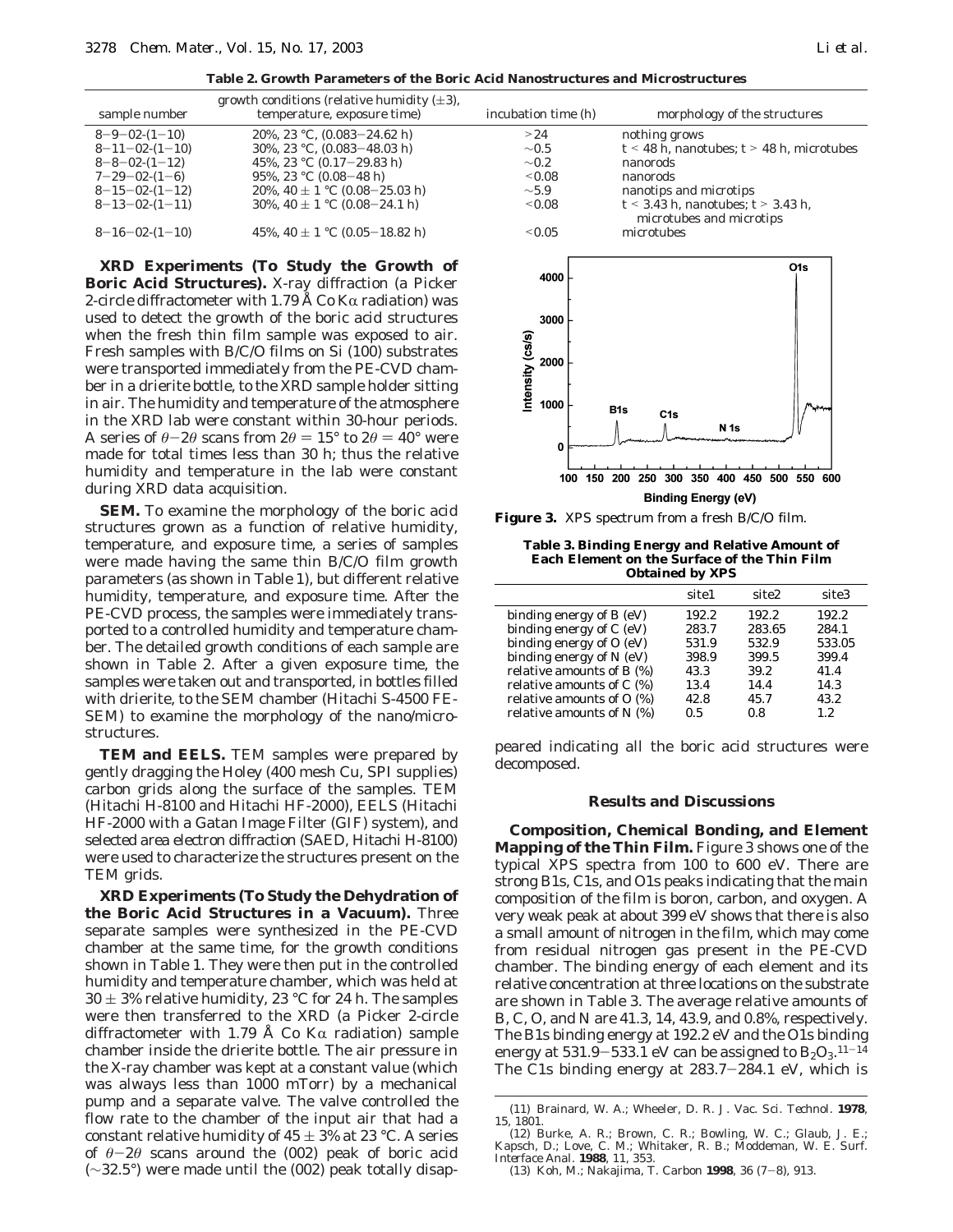**Table 2. Growth Parameters of the Boric Acid Nanostructures and Microstructures**

| sample number | growth conditions (relative humidity (±3), temperature, exposure time) | incubation time (h) | morphology of the structures |
|---|---|---|---|
| 8−9−02-(1−10) | 20%, 23 °C, (0.083−24.62 h) | >24 | nothing grows |
| 8−11−02-(1−10) | 30%, 23 °C, (0.083−48.03 h) | ∼0.5 | $t < 48$ h, nanotubes; $t > 48$ h, microtubes |
| 8−8−02-(1−12) | 45%, 23 °C (0.17−29.83 h) | ∼0.2 | nanorods |
| 7−29−02-(1−6) | 95%, 23 °C (0.08−48 h) | <0.08 | nanorods |
| 8−15−02-(1−12) | 20%, 40 ± 1 °C (0.08−25.03 h) | ∼5.9 | nanotips and microtips |
| 8−13−02-(1−11) | 30%, 40 ± 1 °C (0.08−24.1 h) | <0.08 | $t < 3.43$ h, nanotubes; $t > 3.43$ h, microtubes and microtips |
| 8−16−02-(1−10) | 45%, 40 ± 1 °C (0.05−18.82 h) | <0.05 | microtubes |

**XRD Experiments (To Study the Growth of Boric Acid Structures).** X-ray diffraction (a Picker 2-circle diffractometer with 1.79 Å Co Kα radiation) was used to detect the growth of the boric acid structures when the fresh thin film sample was exposed to air. Fresh samples with B/C/O films on Si (100) substrates were transported immediately from the PE-CVD chamber in a drierite bottle, to the XRD sample holder sitting in air. The humidity and temperature of the atmosphere in the XRD lab were constant within 30-hour periods. A series of $\theta-2\theta$ scans from $2\theta = 15°$ to $2\theta = 40°$ were made for total times less than 30 h; thus the relative humidity and temperature in the lab were constant during XRD data acquisition.

**SEM.** To examine the morphology of the boric acid structures grown as a function of relative humidity, temperature, and exposure time, a series of samples were made having the same thin B/C/O film growth parameters (as shown in Table 1), but different relative humidity, temperature, and exposure time. After the PE-CVD process, the samples were immediately transported to a controlled humidity and temperature chamber. The detailed growth conditions of each sample are shown in Table 2. After a given exposure time, the samples were taken out and transported, in bottles filled with drierite, to the SEM chamber (Hitachi S-4500 FE-SEM) to examine the morphology of the nano/microstructures.

**TEM and EELS.** TEM samples were prepared by gently dragging the Holey (400 mesh Cu, SPI supplies) carbon grids along the surface of the samples. TEM (Hitachi H-8100 and Hitachi HF-2000), EELS (Hitachi HF-2000 with a Gatan Image Filter (GIF) system), and selected area electron diffraction (SAED, Hitachi H-8100) were used to characterize the structures present on the TEM grids.

**XRD Experiments (To Study the Dehydration of the Boric Acid Structures in a Vacuum).** Three separate samples were synthesized in the PE-CVD chamber at the same time, for the growth conditions shown in Table 1. They were then put in the controlled humidity and temperature chamber, which was held at 30 ± 3% relative humidity, 23 °C for 24 h. The samples were then transferred to the XRD (a Picker 2-circle diffractometer with 1.79 Å Co Kα radiation) sample chamber inside the drierite bottle. The air pressure in the X-ray chamber was kept at a constant value (which was always less than 1000 mTorr) by a mechanical pump and a separate valve. The valve controlled the flow rate to the chamber of the input air that had a constant relative humidity of 45 ± 3% at 23 °C. A series of $\theta-2\theta$ scans around the (002) peak of boric acid (∼32.5°) were made until the (002) peak totally disappeared indicating all the boric acid structures were decomposed.

**Figure 3.** XPS spectrum from a fresh B/C/O film.

**Table 3. Binding Energy and Relative Amount of Each Element on the Surface of the Thin Film Obtained by XPS**

| | site1 | site2 | site3 |
|---|---|---|---|
| binding energy of B (eV) | 192.2 | 192.2 | 192.2 |
| binding energy of C (eV) | 283.7 | 283.65 | 284.1 |
| binding energy of O (eV) | 531.9 | 532.9 | 533.05 |
| binding energy of N (eV) | 398.9 | 399.5 | 399.4 |
| relative amounts of B (%) | 43.3 | 39.2 | 41.4 |
| relative amounts of C (%) | 13.4 | 14.4 | 14.3 |
| relative amounts of O (%) | 42.8 | 45.7 | 43.2 |
| relative amounts of N (%) | 0.5 | 0.8 | 1.2 |

## Results and Discussions

**Composition, Chemical Bonding, and Element Mapping of the Thin Film.** Figure 3 shows one of the typical XPS spectra from 100 to 600 eV. There are strong B1s, C1s, and O1s peaks indicating that the main composition of the film is boron, carbon, and oxygen. A very weak peak at about 399 eV shows that there is also a small amount of nitrogen in the film, which may come from residual nitrogen gas present in the PE-CVD chamber. The binding energy of each element and its relative concentration at three locations on the substrate are shown in Table 3. The average relative amounts of B, C, O, and N are 41.3, 14, 43.9, and 0.8%, respectively. The B1s binding energy at 192.2 eV and the O1s binding energy at 531.9−533.1 eV can be assigned to $B_2O_3$.[11−14] The C1s binding energy at 283.7−284.1 eV, which is

(11) Brainard, W. A.; Wheeler, D. R. *J. Vac. Sci. Technol.* **1978**, 15, 1801.

(12) Burke, A. R.; Brown, C. R.; Bowling, W. C.; Glaub, J. E.; Kapsch, D.; Love, C. M.; Whitaker, R. B.; Moddeman, W. E. *Surf. Interface Anal.* **1988**, 11, 353.

(13) Koh, M.; Nakajima, T. *Carbon* **1998**, 36 (7−8), 913.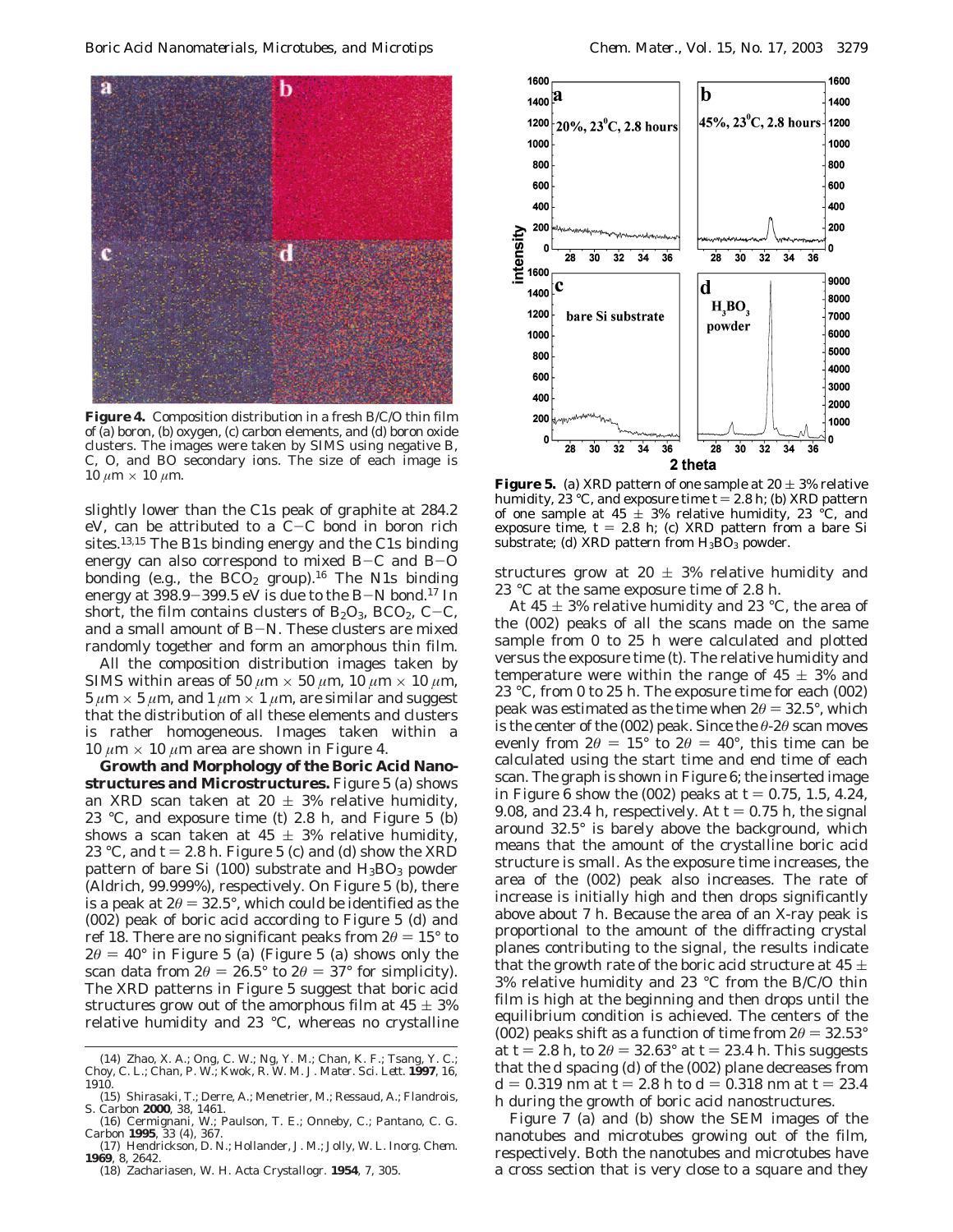**Figure 4.** Composition distribution in a fresh B/C/O thin film of (a) boron, (b) oxygen, (c) carbon elements, and (d) boron oxide clusters. The images were taken by SIMS using negative B, C, O, and BO secondary ions. The size of each image is 10 $\mu$m × 10 $\mu$m.

slightly lower than the C1s peak of graphite at 284.2 eV, can be attributed to a C–C bond in boron rich sites.[13,15] The B1s binding energy and the C1s binding energy can also correspond to mixed B–C and B–O bonding (e.g., the $BCO_2$ group).[16] The N1s binding energy at 398.9–399.5 eV is due to the B–N bond.[17] In short, the film contains clusters of $B_2O_3$, $BCO_2$, C–C, and a small amount of B–N. These clusters are mixed randomly together and form an amorphous thin film.

All the composition distribution images taken by SIMS within areas of 50 $\mu$m × 50 $\mu$m, 10 $\mu$m × 10 $\mu$m, 5 $\mu$m × 5 $\mu$m, and 1 $\mu$m × 1 $\mu$m, are similar and suggest that the distribution of all these elements and clusters is rather homogeneous. Images taken within a 10 $\mu$m × 10 $\mu$m area are shown in Figure 4.

**Growth and Morphology of the Boric Acid Nanostructures and Microstructures.** Figure 5 (a) shows an XRD scan taken at 20 ± 3% relative humidity, 23 °C, and exposure time (t) 2.8 h, and Figure 5 (b) shows a scan taken at 45 ± 3% relative humidity, 23 °C, and t = 2.8 h. Figure 5 (c) and (d) show the XRD pattern of bare Si (100) substrate and $H_3BO_3$ powder (Aldrich, 99.999%), respectively. On Figure 5 (b), there is a peak at $2\theta$ = 32.5°, which could be identified as the (002) peak of boric acid according to Figure 5 (d) and ref 18. There are no significant peaks from $2\theta$ = 15° to $2\theta$ = 40° in Figure 5 (a) (Figure 5 (a) shows only the scan data from $2\theta$ = 26.5° to $2\theta$ = 37° for simplicity). The XRD patterns in Figure 5 suggest that boric acid structures grow out of the amorphous film at 45 ± 3% relative humidity and 23 °C, whereas no crystalline structures grow at 20 ± 3% relative humidity and 23 °C at the same exposure time of 2.8 h.

**Figure 5.** (a) XRD pattern of one sample at 20 ± 3% relative humidity, 23 °C, and exposure time t = 2.8 h; (b) XRD pattern of one sample at 45 ± 3% relative humidity, 23 °C, and exposure time, t = 2.8 h; (c) XRD pattern from a bare Si substrate; (d) XRD pattern from $H_3BO_3$ powder.

At 45 ± 3% relative humidity and 23 °C, the area of the (002) peaks of all the scans made on the same sample from 0 to 25 h were calculated and plotted versus the exposure time (t). The relative humidity and temperature were within the range of 45 ± 3% and 23 °C, from 0 to 25 h. The exposure time for each (002) peak was estimated as the time when $2\theta$ = 32.5°, which is the center of the (002) peak. Since the $\theta$-$2\theta$ scan moves evenly from $2\theta$ = 15° to $2\theta$ = 40°, this time can be calculated using the start time and end time of each scan. The graph is shown in Figure 6; the inserted image in Figure 6 show the (002) peaks at t = 0.75, 1.5, 4.24, 9.08, and 23.4 h, respectively. At t = 0.75 h, the signal around 32.5° is barely above the background, which means that the amount of the crystalline boric acid structure is small. As the exposure time increases, the area of the (002) peak also increases. The rate of increase is initially high and then drops significantly above about 7 h. Because the area of an X-ray peak is proportional to the amount of the diffracting crystal planes contributing to the signal, the results indicate that the growth rate of the boric acid structure at 45 ± 3% relative humidity and 23 °C from the B/C/O thin film is high at the beginning and then drops until the equilibrium condition is achieved. The centers of the (002) peaks shift as a function of time from $2\theta$ = 32.53° at t = 2.8 h, to $2\theta$ = 32.63° at t = 23.4 h. This suggests that the d spacing (d) of the (002) plane decreases from d = 0.319 nm at t = 2.8 h to d = 0.318 nm at t = 23.4 h during the growth of boric acid nanostructures.

Figure 7 (a) and (b) show the SEM images of the nanotubes and microtubes growing out of the film, respectively. Both the nanotubes and microtubes have a cross section that is very close to a square and they

(14) Zhao, X. A.; Ong, C. W.; Ng, Y. M.; Chan, K. F.; Tsang, Y. C.; Choy, C. L.; Chan, P. W.; Kwok, R. W. M. *J. Mater. Sci. Lett.* **1997**, 16, 1910.
(15) Shirasaki, T.; Derre, A.; Menetrier, M.; Ressaud, A.; Flandrois, S. *Carbon* **2000**, 38, 1461.
(16) Cermignani, W.; Paulson, T. E.; Onneby, C.; Pantano, C. G. *Carbon* **1995**, 33 (4), 367.
(17) Hendrickson, D. N.; Hollander, J. M.; Jolly, W. L. *Inorg. Chem.* **1969**, 8, 2642.
(18) Zachariasen, W. H. *Acta Crystallogr.* **1954**, 7, 305.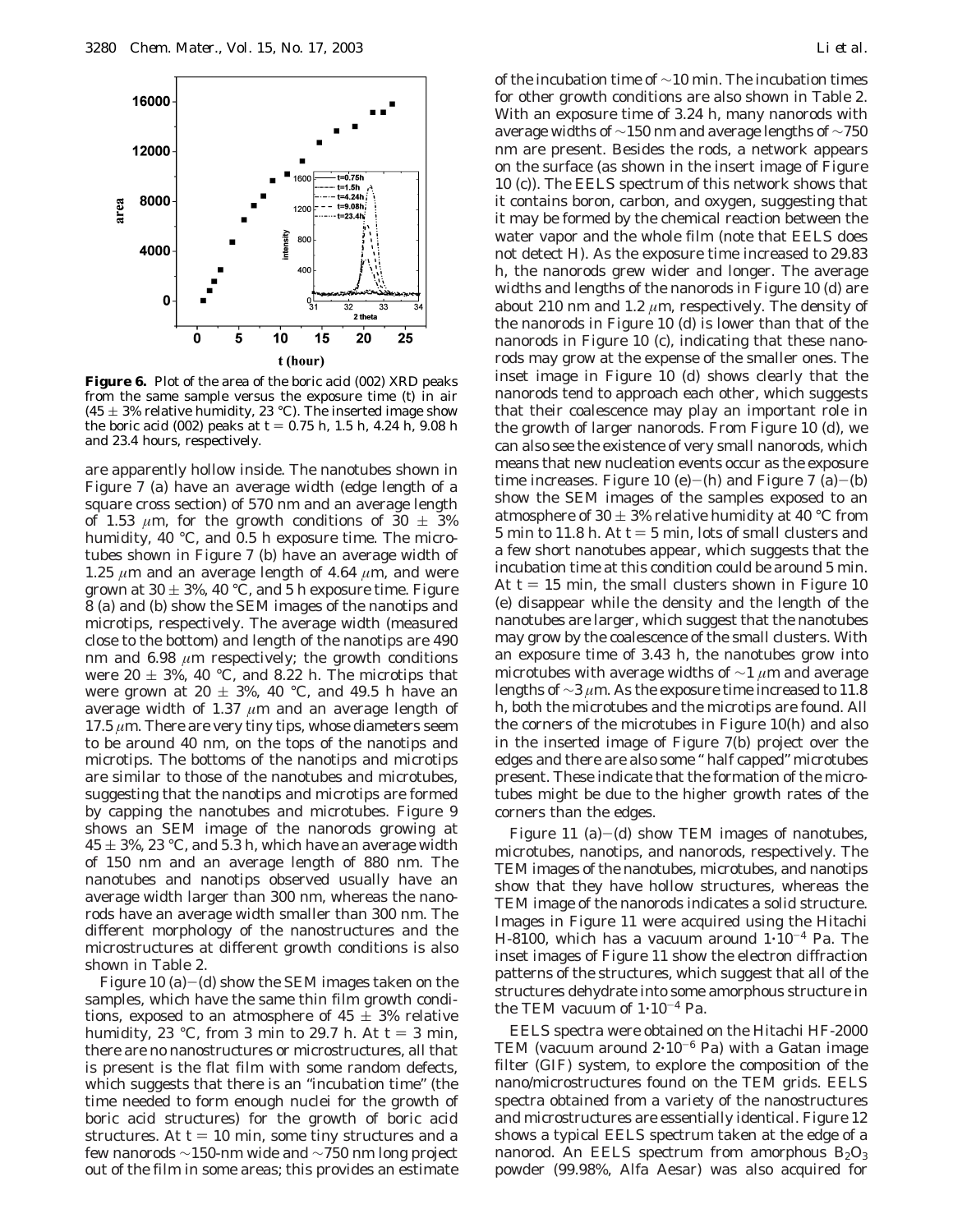**Figure 6.** Plot of the area of the boric acid (002) XRD peaks from the same sample versus the exposure time (t) in air (45 ± 3% relative humidity, 23 °C). The inserted image show the boric acid (002) peaks at t = 0.75 h, 1.5 h, 4.24 h, 9.08 h and 23.4 hours, respectively.

are apparently hollow inside. The nanotubes shown in Figure 7 (a) have an average width (edge length of a square cross section) of 570 nm and an average length of 1.53 $\mu$m, for the growth conditions of 30 ± 3% humidity, 40 °C, and 0.5 h exposure time. The microtubes shown in Figure 7 (b) have an average width of 1.25 $\mu$m and an average length of 4.64 $\mu$m, and were grown at 30 ± 3%, 40 °C, and 5 h exposure time. Figure 8 (a) and (b) show the SEM images of the nanotips and microtips, respectively. The average width (measured close to the bottom) and length of the nanotips are 490 nm and 6.98 $\mu$m respectively; the growth conditions were 20 ± 3%, 40 °C, and 8.22 h. The microtips that were grown at 20 ± 3%, 40 °C, and 49.5 h have an average width of 1.37 $\mu$m and an average length of 17.5 $\mu$m. There are very tiny tips, whose diameters seem to be around 40 nm, on the tops of the nanotips and microtips. The bottoms of the nanotips and microtips are similar to those of the nanotubes and microtubes, suggesting that the nanotips and microtips are formed by capping the nanotubes and microtubes. Figure 9 shows an SEM image of the nanorods growing at 45 ± 3%, 23 °C, and 5.3 h, which have an average width of 150 nm and an average length of 880 nm. The nanotubes and nanotips observed usually have an average width larger than 300 nm, whereas the nanorods have an average width smaller than 300 nm. The different morphology of the nanostructures and the microstructures at different growth conditions is also shown in Table 2.

Figure 10 (a)–(d) show the SEM images taken on the samples, which have the same thin film growth conditions, exposed to an atmosphere of 45 ± 3% relative humidity, 23 °C, from 3 min to 29.7 h. At t = 3 min, there are no nanostructures or microstructures, all that is present is the flat film with some random defects, which suggests that there is an "incubation time" (the time needed to form enough nuclei for the growth of boric acid structures) for the growth of boric acid structures. At t = 10 min, some tiny structures and a few nanorods ~150-nm wide and ~750 nm long project out of the film in some areas; this provides an estimate of the incubation time of ~10 min. The incubation times for other growth conditions are also shown in Table 2. With an exposure time of 3.24 h, many nanorods with average widths of ~150 nm and average lengths of ~750 nm are present. Besides the rods, a network appears on the surface (as shown in the insert image of Figure 10 (c)). The EELS spectrum of this network shows that it contains boron, carbon, and oxygen, suggesting that it may be formed by the chemical reaction between the water vapor and the whole film (note that EELS does not detect H). As the exposure time increased to 29.83 h, the nanorods grew wider and longer. The average widths and lengths of the nanorods in Figure 10 (d) are about 210 nm and 1.2 $\mu$m, respectively. The density of the nanorods in Figure 10 (d) is lower than that of the nanorods in Figure 10 (c), indicating that these nanorods may grow at the expense of the smaller ones. The inset image in Figure 10 (d) shows clearly that the nanorods tend to approach each other, which suggests that their coalescence may play an important role in the growth of larger nanorods. From Figure 10 (d), we can also see the existence of very small nanorods, which means that new nucleation events occur as the exposure time increases. Figure 10 (e)–(h) and Figure 7 (a)–(b) show the SEM images of the samples exposed to an atmosphere of 30 ± 3% relative humidity at 40 °C from 5 min to 11.8 h. At t = 5 min, lots of small clusters and a few short nanotubes appear, which suggests that the incubation time at this condition could be around 5 min. At t = 15 min, the small clusters shown in Figure 10 (e) disappear while the density and the length of the nanotubes are larger, which suggest that the nanotubes may grow by the coalescence of the small clusters. With an exposure time of 3.43 h, the nanotubes grow into microtubes with average widths of ~1 $\mu$m and average lengths of ~3 $\mu$m. As the exposure time increased to 11.8 h, both the microtubes and the microtips are found. All the corners of the microtubes in Figure 10(h) and also in the inserted image of Figure 7(b) project over the edges and there are also some "half capped" microtubes present. These indicate that the formation of the microtubes might be due to the higher growth rates of the corners than the edges.

Figure 11 (a)–(d) show TEM images of nanotubes, microtubes, nanotips, and nanorods, respectively. The TEM images of the nanotubes, microtubes, and nanotips show that they have hollow structures, whereas the TEM image of the nanorods indicates a solid structure. Images in Figure 11 were acquired using the Hitachi H-8100, which has a vacuum around $1 \cdot 10^{-4}$ Pa. The inset images of Figure 11 show the electron diffraction patterns of the structures, which suggest that all of the structures dehydrate into some amorphous structure in the TEM vacuum of $1 \cdot 10^{-4}$ Pa.

EELS spectra were obtained on the Hitachi HF-2000 TEM (vacuum around $2 \cdot 10^{-6}$ Pa) with a Gatan image filter (GIF) system, to explore the composition of the nano/microstructures found on the TEM grids. EELS spectra obtained from a variety of the nanostructures and microstructures are essentially identical. Figure 12 shows a typical EELS spectrum taken at the edge of a nanorod. An EELS spectrum from amorphous $B_2O_3$ powder (99.98%, Alfa Aesar) was also acquired for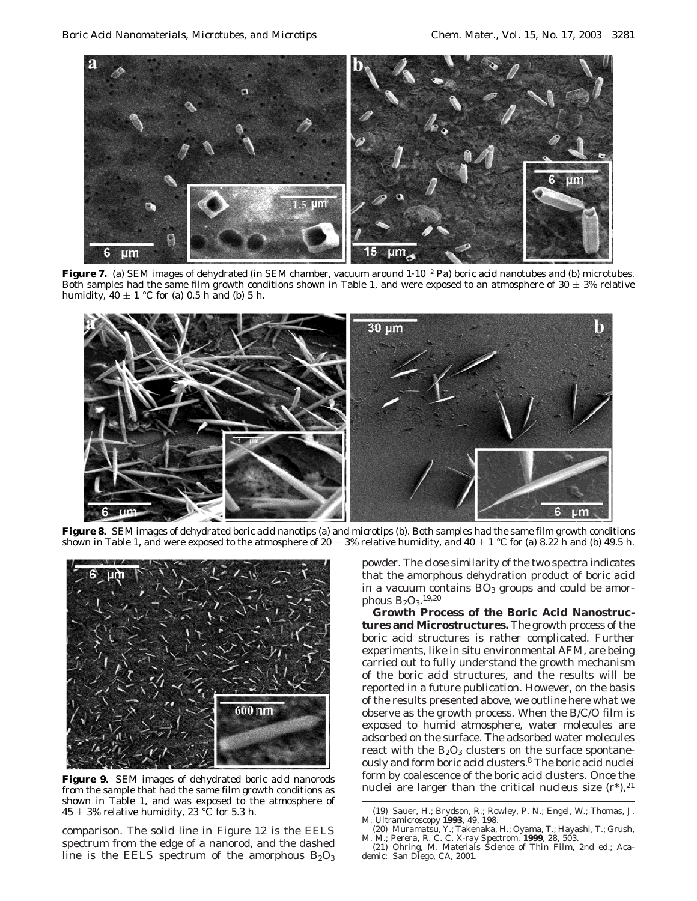**Figure 7.** (a) SEM images of dehydrated (in SEM chamber, vacuum around $1 \cdot 10^{-2}$ Pa) boric acid nanotubes and (b) microtubes. Both samples had the same film growth conditions shown in Table 1, and were exposed to an atmosphere of 30 ± 3% relative humidity, 40 ± 1 °C for (a) 0.5 h and (b) 5 h.

**Figure 8.** SEM images of dehydrated boric acid nanotips (a) and microtips (b). Both samples had the same film growth conditions shown in Table 1, and were exposed to the atmosphere of 20 ± 3% relative humidity, and 40 ± 1 °C for (a) 8.22 h and (b) 49.5 h.

**Figure 9.** SEM images of dehydrated boric acid nanorods from the sample that had the same film growth conditions as shown in Table 1, and was exposed to the atmosphere of 45 ± 3% relative humidity, 23 °C for 5.3 h.

comparison. The solid line in Figure 12 is the EELS spectrum from the edge of a nanorod, and the dashed line is the EELS spectrum of the amorphous $B_2O_3$ powder. The close similarity of the two spectra indicates that the amorphous dehydration product of boric acid in a vacuum contains $BO_3$ groups and could be amorphous $B_2O_3$.[19,20]

**Growth Process of the Boric Acid Nanostructures and Microstructures.** The growth process of the boric acid structures is rather complicated. Further experiments, like in situ environmental AFM, are being carried out to fully understand the growth mechanism of the boric acid structures, and the results will be reported in a future publication. However, on the basis of the results presented above, we outline here what we observe as the growth process. When the B/C/O film is exposed to humid atmosphere, water molecules are adsorbed on the surface. The adsorbed water molecules react with the $B_2O_3$ clusters on the surface spontaneously and form boric acid clusters.[8] The boric acid nuclei form by coalescence of the boric acid clusters. Once the nuclei are larger than the critical nucleus size ($r^*$),[21]

(19) Sauer, H.; Brydson, R.; Rowley, P. N.; Engel, W.; Thomas, J. M. *Ultramicroscopy* **1993**, 49, 198.

(20) Muramatsu, Y.; Takenaka, H.; Oyama, T.; Hayashi, T.; Grush, M. M.; Perera, R. C. C. *X-ray Spectrom.* **1999**, 28, 503.

(21) Ohring, M. *Materials Science of Thin Film*, 2nd ed.; Academic: San Diego, CA, 2001.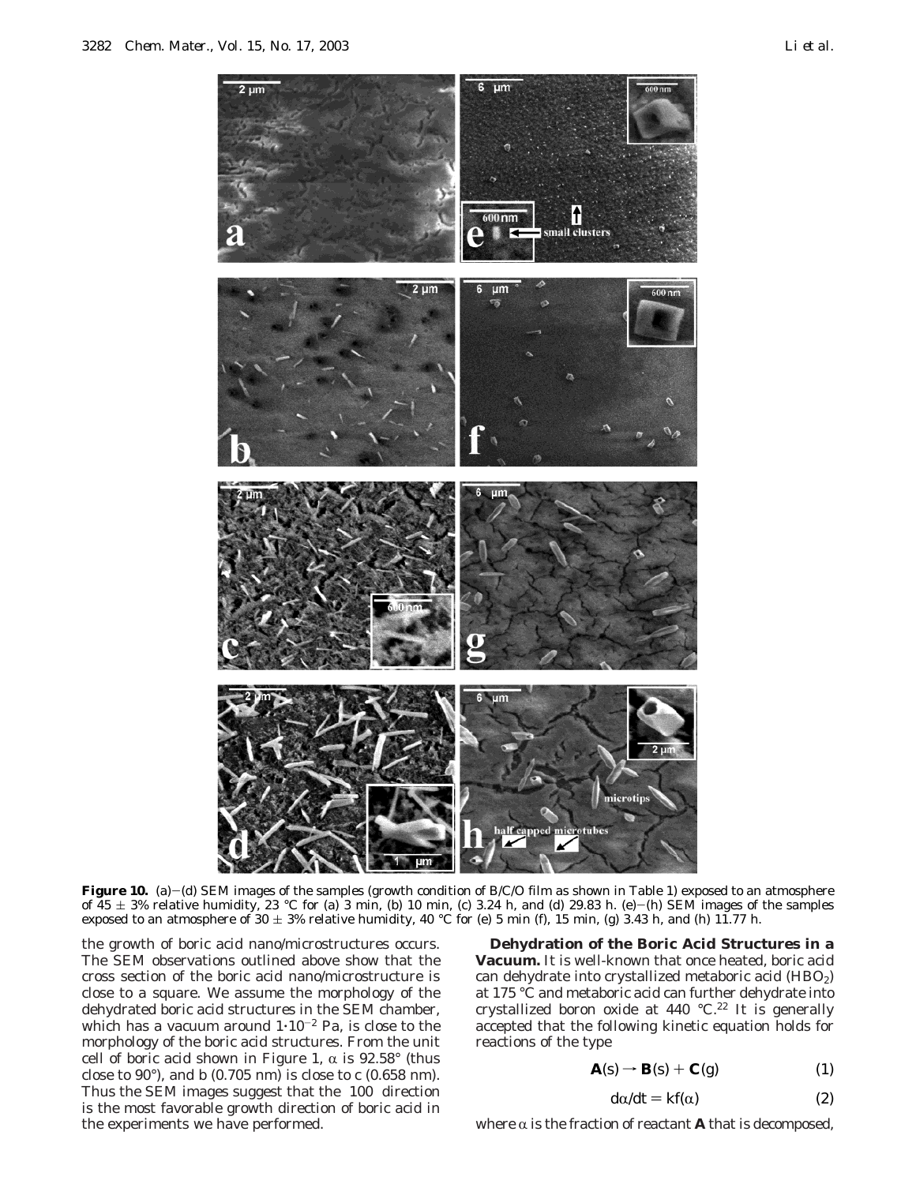**Figure 10.** (a)–(d) SEM images of the samples (growth condition of B/C/O film as shown in Table 1) exposed to an atmosphere of 45 ± 3% relative humidity, 23 °C for (a) 3 min, (b) 10 min, (c) 3.24 h, and (d) 29.83 h. (e)–(h) SEM images of the samples exposed to an atmosphere of 30 ± 3% relative humidity, 40 °C for (e) 5 min (f), 15 min, (g) 3.43 h, and (h) 11.77 h.

the growth of boric acid nano/microstructures occurs. The SEM observations outlined above show that the cross section of the boric acid nano/microstructure is close to a square. We assume the morphology of the dehydrated boric acid structures in the SEM chamber, which has a vacuum around $1 \cdot 10^{-2}$ Pa, is close to the morphology of the boric acid structures. From the unit cell of boric acid shown in Figure 1, $\alpha$ is 92.58° (thus close to 90°), and b (0.705 nm) is close to c (0.658 nm). Thus the SEM images suggest that the 100 direction is the most favorable growth direction of boric acid in the experiments we have performed.

**Dehydration of the Boric Acid Structures in a Vacuum.** It is well-known that once heated, boric acid can dehydrate into crystallized metaboric acid ($HBO_2$) at 175 °C and metaboric acid can further dehydrate into crystallized boron oxide at 440 °C.[22] It is generally accepted that the following kinetic equation holds for reactions of the type

$$\mathbf{A}(s) \rightarrow \mathbf{B}(s) + \mathbf{C}(g) \qquad (1)$$

$$d\alpha/dt = kf(\alpha) \qquad (2)$$

where $\alpha$ is the fraction of reactant **A** that is decomposed,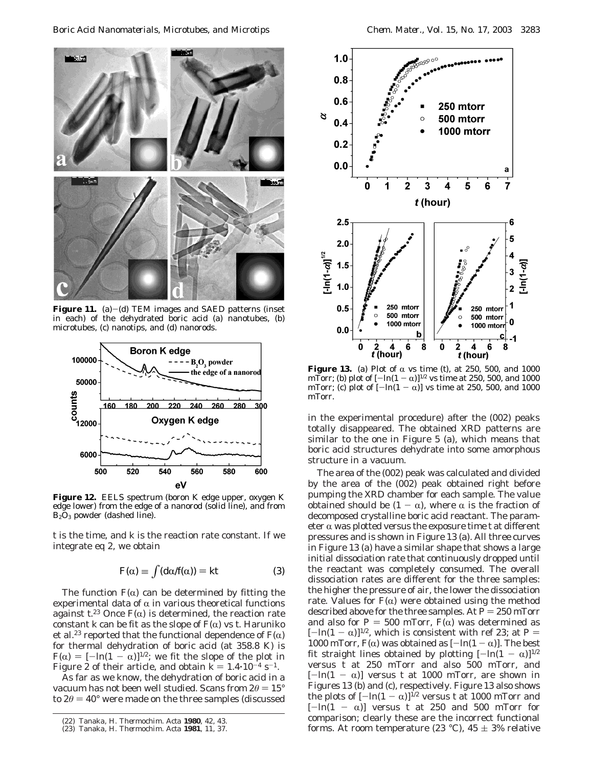**Figure 11.** (a)–(d) TEM images and SAED patterns (inset in each) of the dehydrated boric acid (a) nanotubes, (b) microtubes, (c) nanotips, and (d) nanorods.

**Figure 12.** EELS spectrum (boron K edge upper, oxygen K edge lower) from the edge of a nanorod (solid line), and from $B_2O_3$ powder (dashed line).

$t$ is the time, and $k$ is the reaction rate constant. If we integrate eq 2, we obtain

$$F(\alpha) \equiv \int (d\alpha/f(\alpha)) = kt \tag{3}$$

The function $F(\alpha)$ can be determined by fitting the experimental data of $\alpha$ in various theoretical functions against $t$.[23] Once $F(\alpha)$ is determined, the reaction rate constant $k$ can be fit as the slope of $F(\alpha)$ vs $t$. Haruniko et al.[23] reported that the functional dependence of $F(\alpha)$ for thermal dehydration of boric acid (at 358.8 K) is $F(\alpha) = [-\ln(1 - \alpha)]^{1/2}$; we fit the slope of the plot in Figure 2 of their article, and obtain $k = 1.4 \cdot 10^{-4}\ s^{-1}$.

As far as we know, the dehydration of boric acid in a vacuum has not been well studied. Scans from $2\theta = 15°$ to $2\theta = 40°$ were made on the three samples (discussed in the experimental procedure) after the (002) peaks totally disappeared. The obtained XRD patterns are similar to the one in Figure 5 (a), which means that boric acid structures dehydrate into some amorphous structure in a vacuum.

**Figure 13.** (a) Plot of $\alpha$ vs time ($t$), at 250, 500, and 1000 mTorr; (b) plot of $[-\ln(1 - \alpha)]^{1/2}$ vs time at 250, 500, and 1000 mTorr; (c) plot of $[-\ln(1 - \alpha)]$ vs time at 250, 500, and 1000 mTorr.

The area of the (002) peak was calculated and divided by the area of the (002) peak obtained right before pumping the XRD chamber for each sample. The value obtained should be $(1 - \alpha)$, where $\alpha$ is the fraction of decomposed crystalline boric acid reactant. The parameter $\alpha$ was plotted versus the exposure time $t$ at different pressures and is shown in Figure 13 (a). All three curves in Figure 13 (a) have a similar shape that shows a large initial dissociation rate that continuously dropped until the reactant was completely consumed. The overall dissociation rates are different for the three samples: the higher the pressure of air, the lower the dissociation rate. Values for $F(\alpha)$ were obtained using the method described above for the three samples. At $P = 250$ mTorr and also for $P = 500$ mTorr, $F(\alpha)$ was determined as $[-\ln(1 - \alpha)]^{1/2}$, which is consistent with ref 23; at $P = 1000$ mTorr, $F(\alpha)$ was obtained as $[-\ln(1 - \alpha)]$. The best fit straight lines obtained by plotting $[-\ln(1 - \alpha)]^{1/2}$ versus $t$ at 250 mTorr and also 500 mTorr, and $[-\ln(1 - \alpha)]$ versus $t$ at 1000 mTorr, are shown in Figures 13 (b) and (c), respectively. Figure 13 also shows the plots of $[-\ln(1 - \alpha)]^{1/2}$ versus $t$ at 1000 mTorr and $[-\ln(1 - \alpha)]$ versus $t$ at 250 and 500 mTorr for comparison; clearly these are the incorrect functional forms. At room temperature (23 °C), 45 ± 3% relative

(22) Tanaka, H. *Thermochim. Acta* **1980**, *42*, 43.
(23) Tanaka, H. *Thermochim. Acta* **1981**, *11*, 37.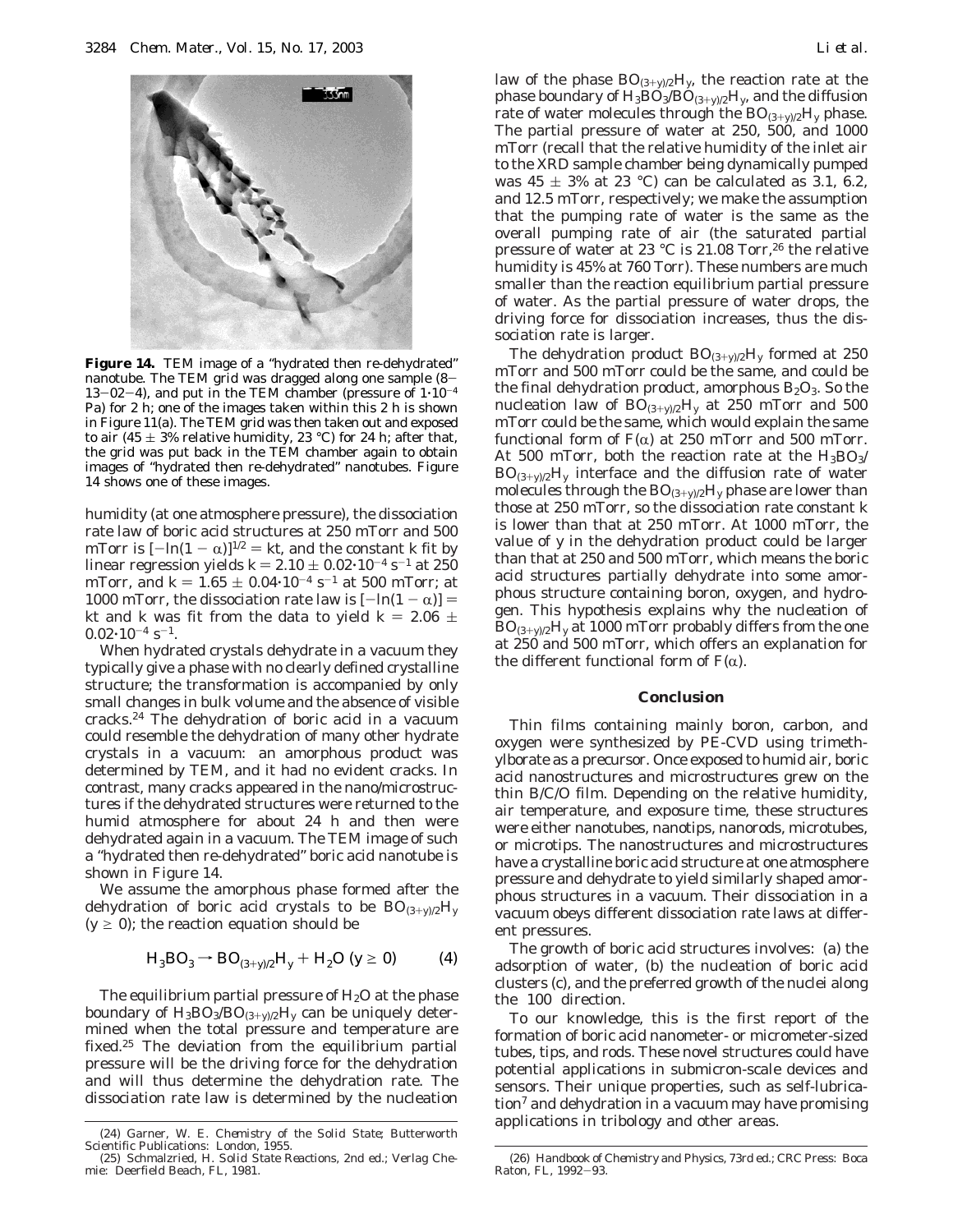**Figure 14.** TEM image of a "hydrated then re-dehydrated" nanotube. The TEM grid was dragged along one sample (8–13–02–4), and put in the TEM chamber (pressure of $1 \cdot 10^{-4}$ Pa) for 2 h; one of the images taken within this 2 h is shown in Figure 11(a). The TEM grid was then taken out and exposed to air (45 ± 3% relative humidity, 23 °C) for 24 h; after that, the grid was put back in the TEM chamber again to obtain images of "hydrated then re-dehydrated" nanotubes. Figure 14 shows one of these images.

humidity (at one atmosphere pressure), the dissociation rate law of boric acid structures at 250 mTorr and 500 mTorr is $[-\ln(1-\alpha)]^{1/2} = kt$, and the constant $k$ fit by linear regression yields $k = 2.10 \pm 0.02 \cdot 10^{-4}$ s$^{-1}$ at 250 mTorr, and $k = 1.65 \pm 0.04 \cdot 10^{-4}$ s$^{-1}$ at 500 mTorr; at 1000 mTorr, the dissociation rate law is $[-\ln(1-\alpha)] = kt$ and $k$ was fit from the data to yield $k = 2.06 \pm 0.02 \cdot 10^{-4}$ s$^{-1}$.

When hydrated crystals dehydrate in a vacuum they typically give a phase with no clearly defined crystalline structure; the transformation is accompanied by only small changes in bulk volume and the absence of visible cracks.[24] The dehydration of boric acid in a vacuum could resemble the dehydration of many other hydrate crystals in a vacuum: an amorphous product was determined by TEM, and it had no evident cracks. In contrast, many cracks appeared in the nano/microstructures if the dehydrated structures were returned to the humid atmosphere for about 24 h and then were dehydrated again in a vacuum. The TEM image of such a "hydrated then re-dehydrated" boric acid nanotube is shown in Figure 14.

We assume the amorphous phase formed after the dehydration of boric acid crystals to be $BO_{(3+y)/2}H_y$ ($y \geq 0$); the reaction equation should be

$$H_3BO_3 \rightarrow BO_{(3+y)/2}H_y + H_2O \ (y \geq 0) \qquad (4)$$

The equilibrium partial pressure of $H_2O$ at the phase boundary of $H_3BO_3/BO_{(3+y)/2}H_y$ can be uniquely determined when the total pressure and temperature are fixed.[25] The deviation from the equilibrium partial pressure will be the driving force for the dehydration and will thus determine the dehydration rate. The dissociation rate law is determined by the nucleation law of the phase $BO_{(3+y)/2}H_y$, the reaction rate at the phase boundary of $H_3BO_3/BO_{(3+y)/2}H_y$, and the diffusion rate of water molecules through the $BO_{(3+y)/2}H_y$ phase. The partial pressure of water at 250, 500, and 1000 mTorr (recall that the relative humidity of the inlet air to the XRD sample chamber being dynamically pumped was 45 ± 3% at 23 °C) can be calculated as 3.1, 6.2, and 12.5 mTorr, respectively; we make the assumption that the pumping rate of water is the same as the overall pumping rate of air (the saturated partial pressure of water at 23 °C is 21.08 Torr,[26] the relative humidity is 45% at 760 Torr). These numbers are much smaller than the reaction equilibrium partial pressure of water. As the partial pressure of water drops, the driving force for dissociation increases, thus the dissociation rate is larger.

The dehydration product $BO_{(3+y)/2}H_y$ formed at 250 mTorr and 500 mTorr could be the same, and could be the final dehydration product, amorphous $B_2O_3$. So the nucleation law of $BO_{(3+y)/2}H_y$ at 250 mTorr and 500 mTorr could be the same, which would explain the same functional form of $F(\alpha)$ at 250 mTorr and 500 mTorr. At 500 mTorr, both the reaction rate at the $H_3BO_3/BO_{(3+y)/2}H_y$ interface and the diffusion rate of water molecules through the $BO_{(3+y)/2}H_y$ phase are lower than those at 250 mTorr, so the dissociation rate constant $k$ is lower than that at 250 mTorr. At 1000 mTorr, the value of $y$ in the dehydration product could be larger than that at 250 and 500 mTorr, which means the boric acid structures partially dehydrate into some amorphous structure containing boron, oxygen, and hydrogen. This hypothesis explains why the nucleation of $BO_{(3+y)/2}H_y$ at 1000 mTorr probably differs from the one at 250 and 500 mTorr, which offers an explanation for the different functional form of $F(\alpha)$.

## Conclusion

Thin films containing mainly boron, carbon, and oxygen were synthesized by PE-CVD using trimethylborate as a precursor. Once exposed to humid air, boric acid nanostructures and microstructures grew on the thin B/C/O film. Depending on the relative humidity, air temperature, and exposure time, these structures were either nanotubes, nanotips, nanorods, microtubes, or microtips. The nanostructures and microstructures have a crystalline boric acid structure at one atmosphere pressure and dehydrate to yield similarly shaped amorphous structures in a vacuum. Their dissociation in a vacuum obeys different dissociation rate laws at different pressures.

The growth of boric acid structures involves: (a) the adsorption of water, (b) the nucleation of boric acid clusters (c), and the preferred growth of the nuclei along the 100 direction.

To our knowledge, this is the first report of the formation of boric acid nanometer- or micrometer-sized tubes, tips, and rods. These novel structures could have potential applications in submicron-scale devices and sensors. Their unique properties, such as self-lubrication[7] and dehydration in a vacuum may have promising applications in tribology and other areas.

(24) Garner, W. E. *Chemistry of the Solid State*; Butterworth Scientific Publications: London, 1955.

(25) Schmalzried, H. *Solid State Reactions*, 2nd ed.; Verlag Chemie: Deerfield Beach, FL, 1981.

(26) *Handbook of Chemistry and Physics*, 73rd ed.; CRC Press: Boca Raton, FL, 1992–93.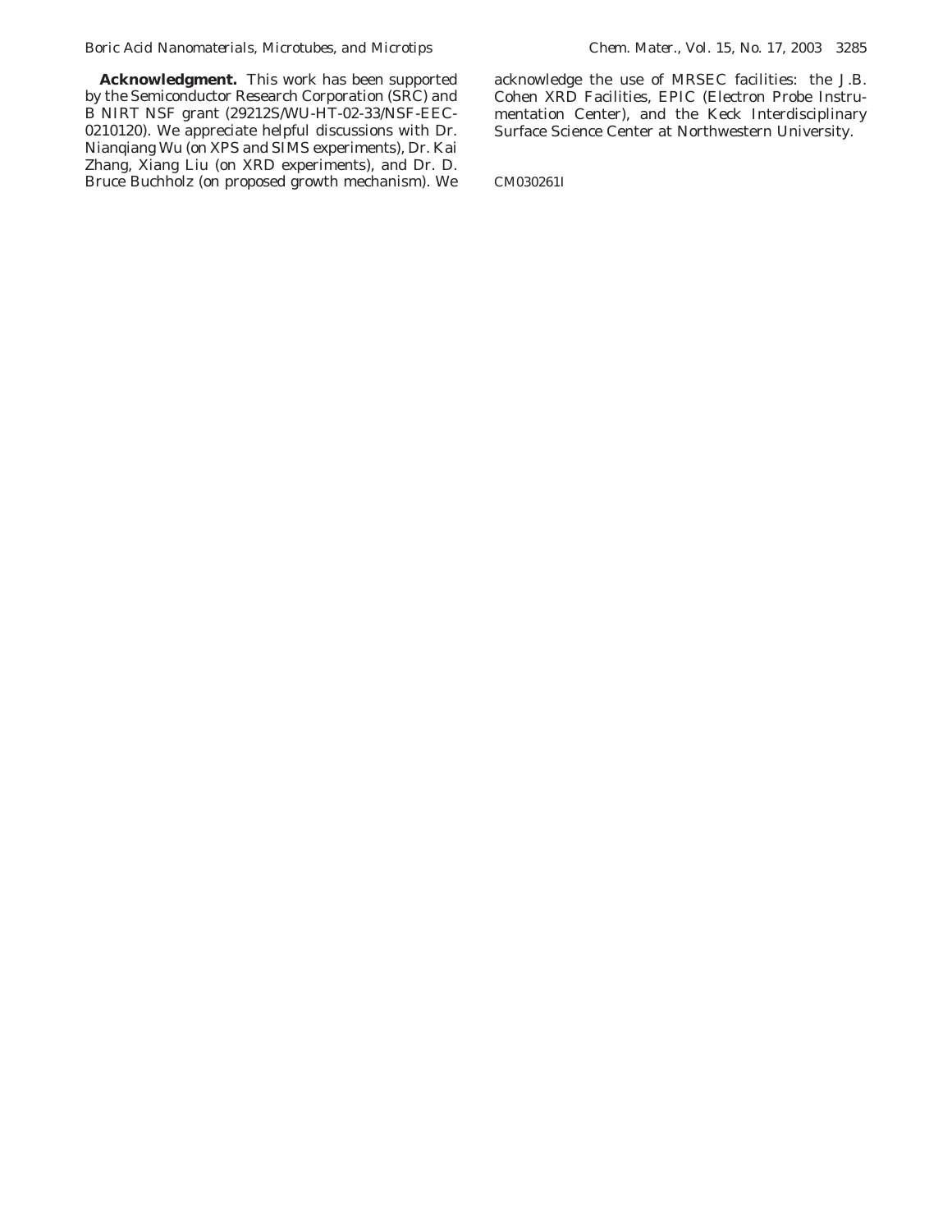**Acknowledgment.** This work has been supported by the Semiconductor Research Corporation (SRC) and B NIRT NSF grant (29212S/WU-HT-02-33/NSF-EEC-0210120). We appreciate helpful discussions with Dr. Nianqiang Wu (on XPS and SIMS experiments), Dr. Kai Zhang, Xiang Liu (on XRD experiments), and Dr. D. Bruce Buchholz (on proposed growth mechanism). We acknowledge the use of MRSEC facilities: the J.B. Cohen XRD Facilities, EPIC (Electron Probe Instrumentation Center), and the Keck Interdisciplinary Surface Science Center at Northwestern University.

CM030261I